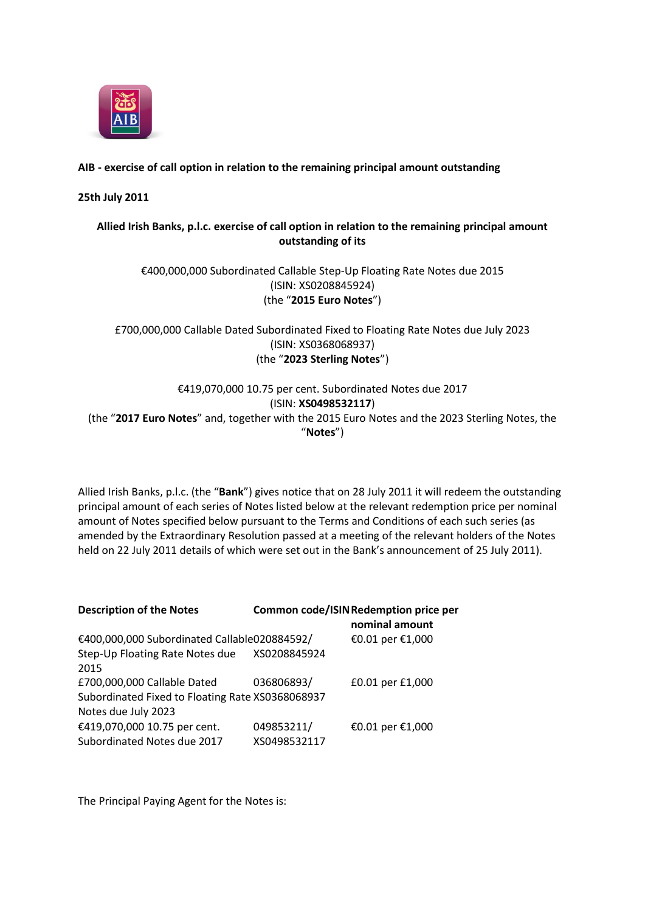**AIB - exercise of call option in relation to the remaining principal amount outstanding**

**25th July 2011**

**Allied Irish Banks, p.l.c. exercise of call option in relation to the remaining principal amount outstanding of its**

€400,000,000 Subordinated Callable Step-Up Floating Rate Notes due 2015
(ISIN: XS0208845924)
(the "**2015 Euro Notes**")

£700,000,000 Callable Dated Subordinated Fixed to Floating Rate Notes due July 2023
(ISIN: XS0368068937)
(the "**2023 Sterling Notes**")

€419,070,000 10.75 per cent. Subordinated Notes due 2017
(ISIN: **XS0498532117**)
(the "**2017 Euro Notes**" and, together with the 2015 Euro Notes and the 2023 Sterling Notes, the "**Notes**")

Allied Irish Banks, p.l.c. (the "**Bank**") gives notice that on 28 July 2011 it will redeem the outstanding principal amount of each series of Notes listed below at the relevant redemption price per nominal amount of Notes specified below pursuant to the Terms and Conditions of each such series (as amended by the Extraordinary Resolution passed at a meeting of the relevant holders of the Notes held on 22 July 2011 details of which were set out in the Bank's announcement of 25 July 2011).

| Description of the Notes | Common code/ISIN | Redemption price per nominal amount |
|---|---|---|
| €400,000,000 Subordinated Callable Step-Up Floating Rate Notes due 2015 | 020884592/ XS0208845924 | €0.01 per €1,000 |
| £700,000,000 Callable Dated Subordinated Fixed to Floating Rate Notes due July 2023 | 036806893/ XS0368068937 | £0.01 per £1,000 |
| €419,070,000 10.75 per cent. Subordinated Notes due 2017 | 049853211/ XS0498532117 | €0.01 per €1,000 |

The Principal Paying Agent for the Notes is: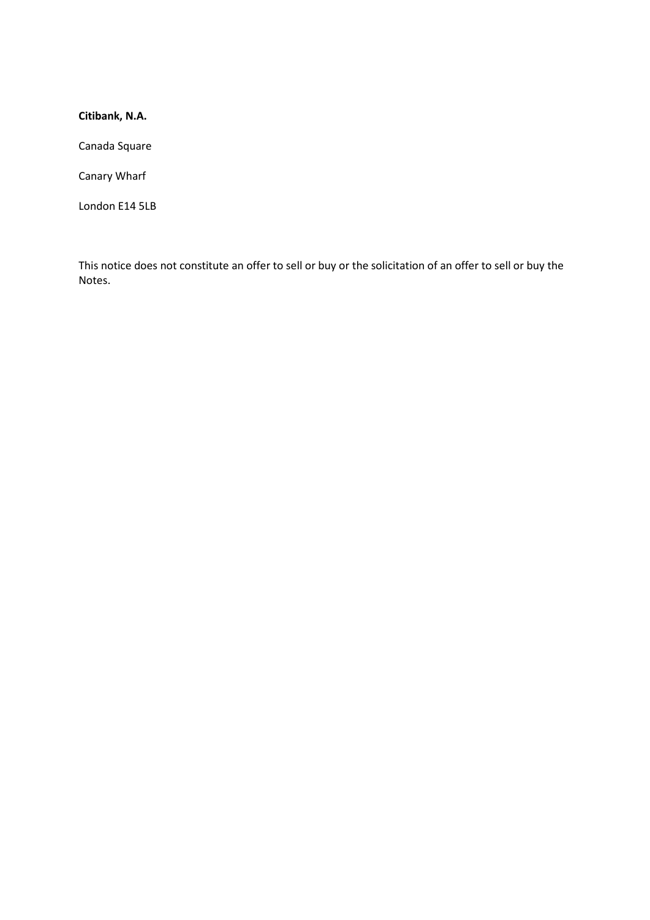**Citibank, N.A.**

Canada Square

Canary Wharf

London E14 5LB

This notice does not constitute an offer to sell or buy or the solicitation of an offer to sell or buy the Notes.